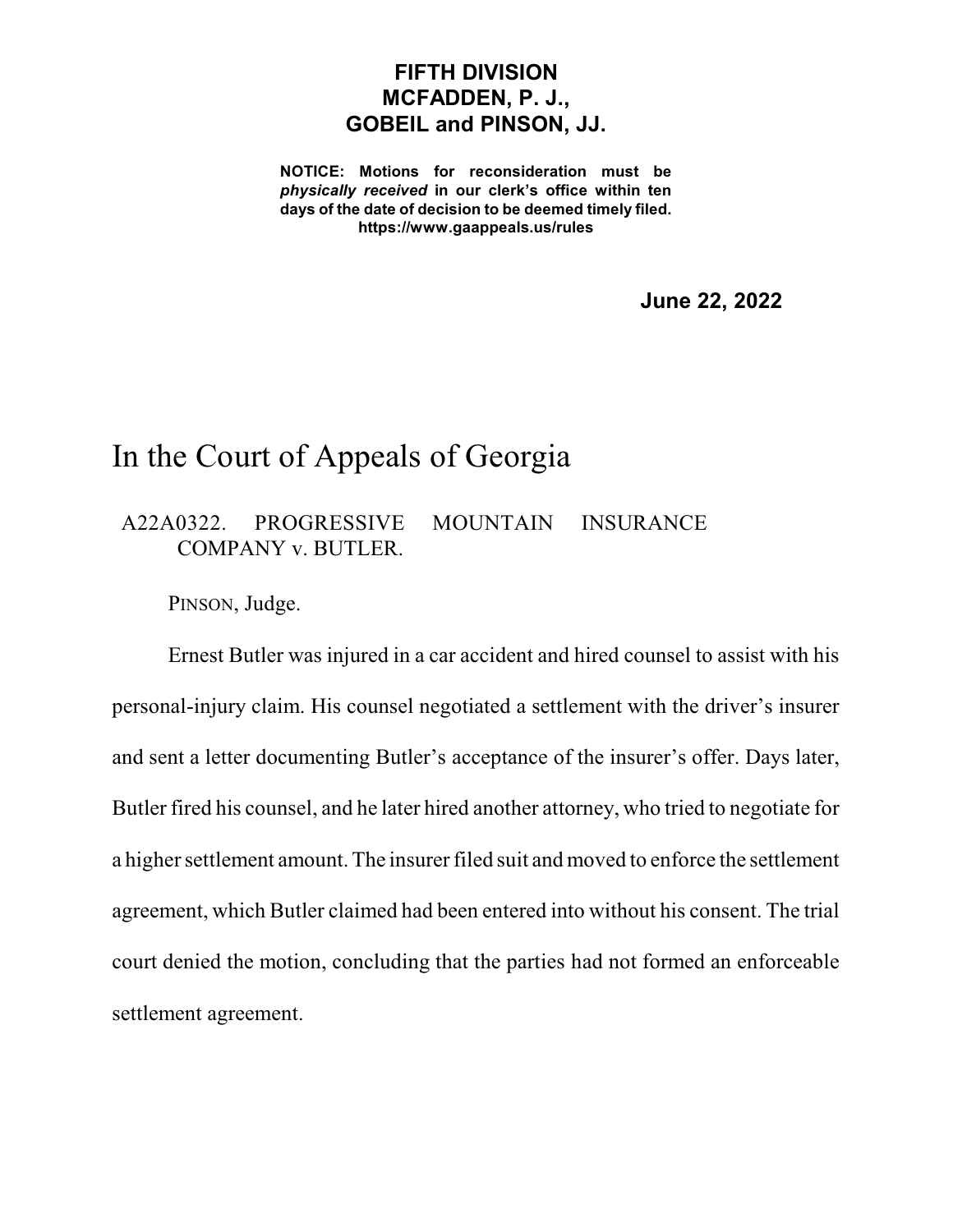**FIFTH DIVISION**
**MCFADDEN, P. J.,**
**GOBEIL and PINSON, JJ.**

**NOTICE: Motions for reconsideration must be *physically received* in our clerk's office within ten days of the date of decision to be deemed timely filed.**
**https://www.gaappeals.us/rules**

**June 22, 2022**

# In the Court of Appeals of Georgia

A22A0322. PROGRESSIVE MOUNTAIN INSURANCE COMPANY v. BUTLER.

PINSON, Judge.

Ernest Butler was injured in a car accident and hired counsel to assist with his personal-injury claim. His counsel negotiated a settlement with the driver's insurer and sent a letter documenting Butler's acceptance of the insurer's offer. Days later, Butler fired his counsel, and he later hired another attorney, who tried to negotiate for a higher settlement amount. The insurer filed suit and moved to enforce the settlement agreement, which Butler claimed had been entered into without his consent. The trial court denied the motion, concluding that the parties had not formed an enforceable settlement agreement.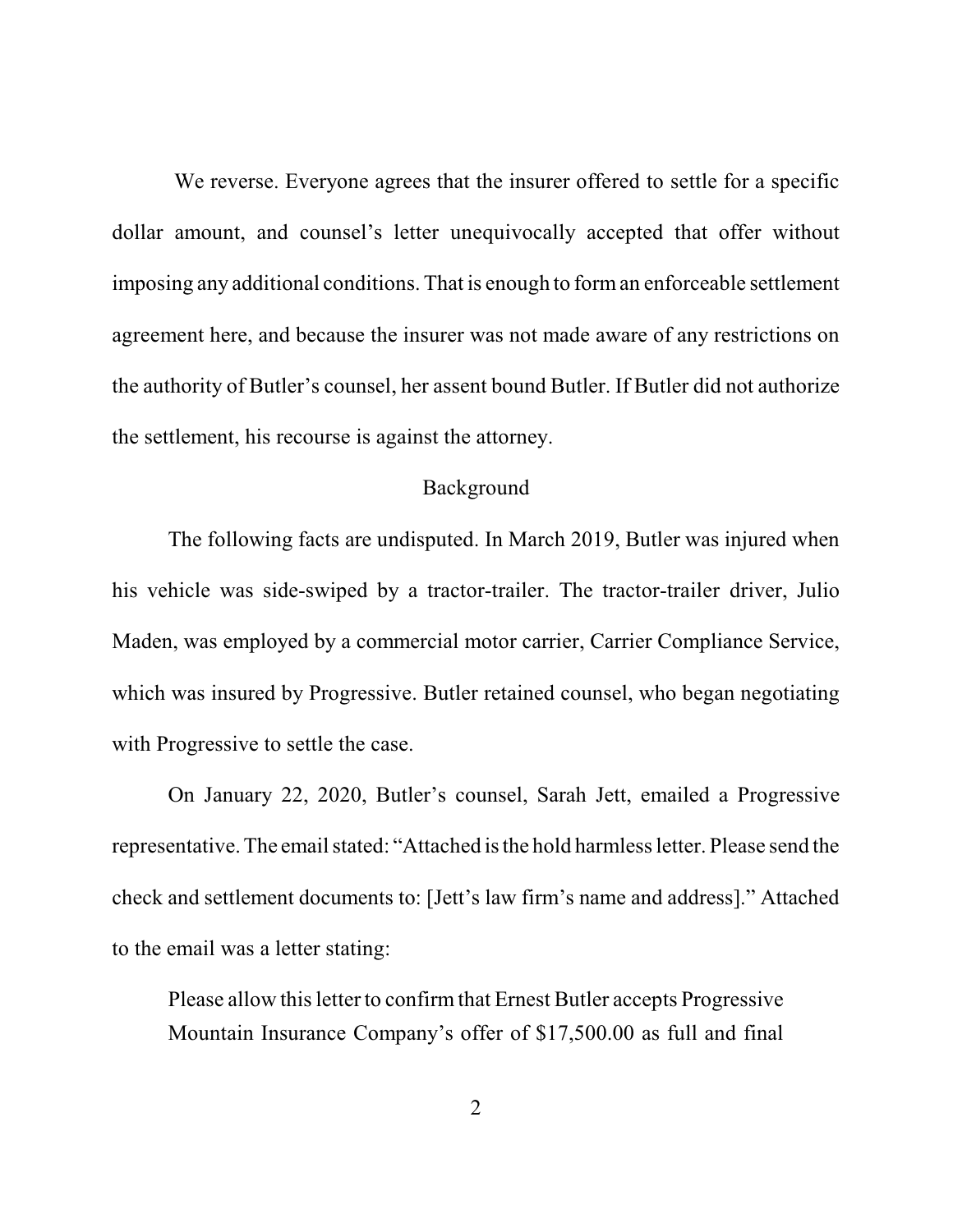We reverse. Everyone agrees that the insurer offered to settle for a specific dollar amount, and counsel's letter unequivocally accepted that offer without imposing any additional conditions. That is enough to form an enforceable settlement agreement here, and because the insurer was not made aware of any restrictions on the authority of Butler's counsel, her assent bound Butler. If Butler did not authorize the settlement, his recourse is against the attorney.

## Background

The following facts are undisputed. In March 2019, Butler was injured when his vehicle was side-swiped by a tractor-trailer. The tractor-trailer driver, Julio Maden, was employed by a commercial motor carrier, Carrier Compliance Service, which was insured by Progressive. Butler retained counsel, who began negotiating with Progressive to settle the case.

On January 22, 2020, Butler's counsel, Sarah Jett, emailed a Progressive representative. The email stated: "Attached is the hold harmless letter. Please send the check and settlement documents to: [Jett's law firm's name and address]." Attached to the email was a letter stating:

> Please allow this letter to confirm that Ernest Butler accepts Progressive Mountain Insurance Company's offer of $17,500.00 as full and final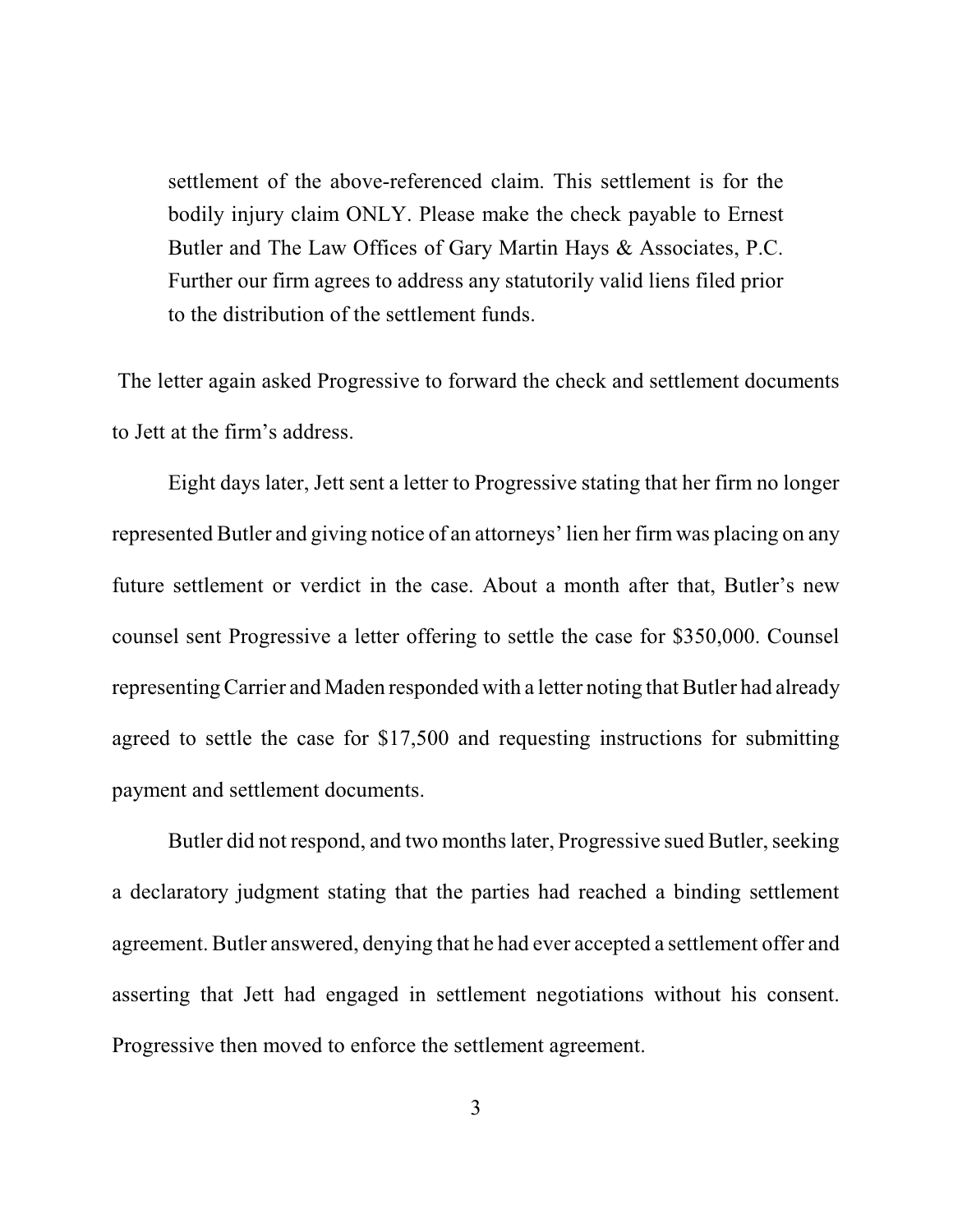> settlement of the above-referenced claim. This settlement is for the bodily injury claim ONLY. Please make the check payable to Ernest Butler and The Law Offices of Gary Martin Hays & Associates, P.C. Further our firm agrees to address any statutorily valid liens filed prior to the distribution of the settlement funds.

The letter again asked Progressive to forward the check and settlement documents to Jett at the firm's address.

Eight days later, Jett sent a letter to Progressive stating that her firm no longer represented Butler and giving notice of an attorneys' lien her firm was placing on any future settlement or verdict in the case. About a month after that, Butler's new counsel sent Progressive a letter offering to settle the case for $350,000. Counsel representing Carrier and Maden responded with a letter noting that Butler had already agreed to settle the case for $17,500 and requesting instructions for submitting payment and settlement documents.

Butler did not respond, and two months later, Progressive sued Butler, seeking a declaratory judgment stating that the parties had reached a binding settlement agreement. Butler answered, denying that he had ever accepted a settlement offer and asserting that Jett had engaged in settlement negotiations without his consent. Progressive then moved to enforce the settlement agreement.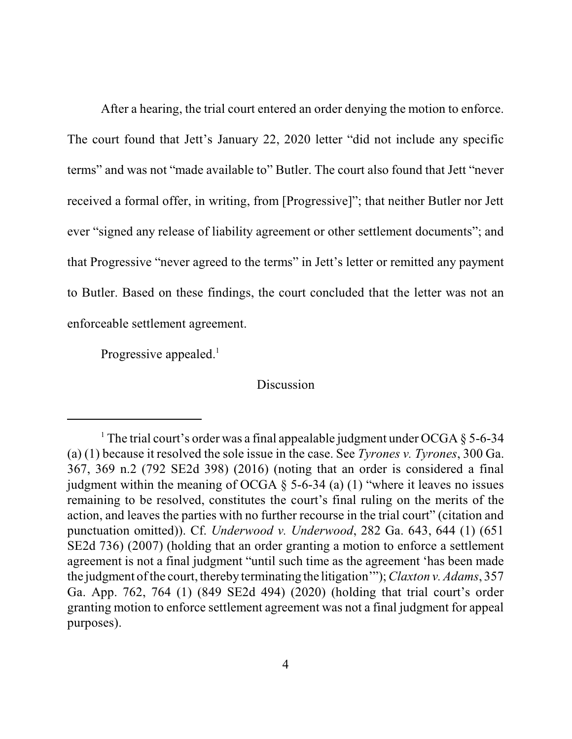After a hearing, the trial court entered an order denying the motion to enforce. The court found that Jett's January 22, 2020 letter "did not include any specific terms" and was not "made available to" Butler. The court also found that Jett "never received a formal offer, in writing, from [Progressive]"; that neither Butler nor Jett ever "signed any release of liability agreement or other settlement documents"; and that Progressive "never agreed to the terms" in Jett's letter or remitted any payment to Butler. Based on these findings, the court concluded that the letter was not an enforceable settlement agreement.

Progressive appealed.[1]

## Discussion

---

[1] The trial court's order was a final appealable judgment under OCGA § 5-6-34 (a) (1) because it resolved the sole issue in the case. See *Tyrones v. Tyrones*, 300 Ga. 367, 369 n.2 (792 SE2d 398) (2016) (noting that an order is considered a final judgment within the meaning of OCGA § 5-6-34 (a) (1) "where it leaves no issues remaining to be resolved, constitutes the court's final ruling on the merits of the action, and leaves the parties with no further recourse in the trial court" (citation and punctuation omitted)). Cf. *Underwood v. Underwood*, 282 Ga. 643, 644 (1) (651 SE2d 736) (2007) (holding that an order granting a motion to enforce a settlement agreement is not a final judgment "until such time as the agreement 'has been made the judgment of the court, thereby terminating the litigation'"); *Claxton v. Adams*, 357 Ga. App. 762, 764 (1) (849 SE2d 494) (2020) (holding that trial court's order granting motion to enforce settlement agreement was not a final judgment for appeal purposes).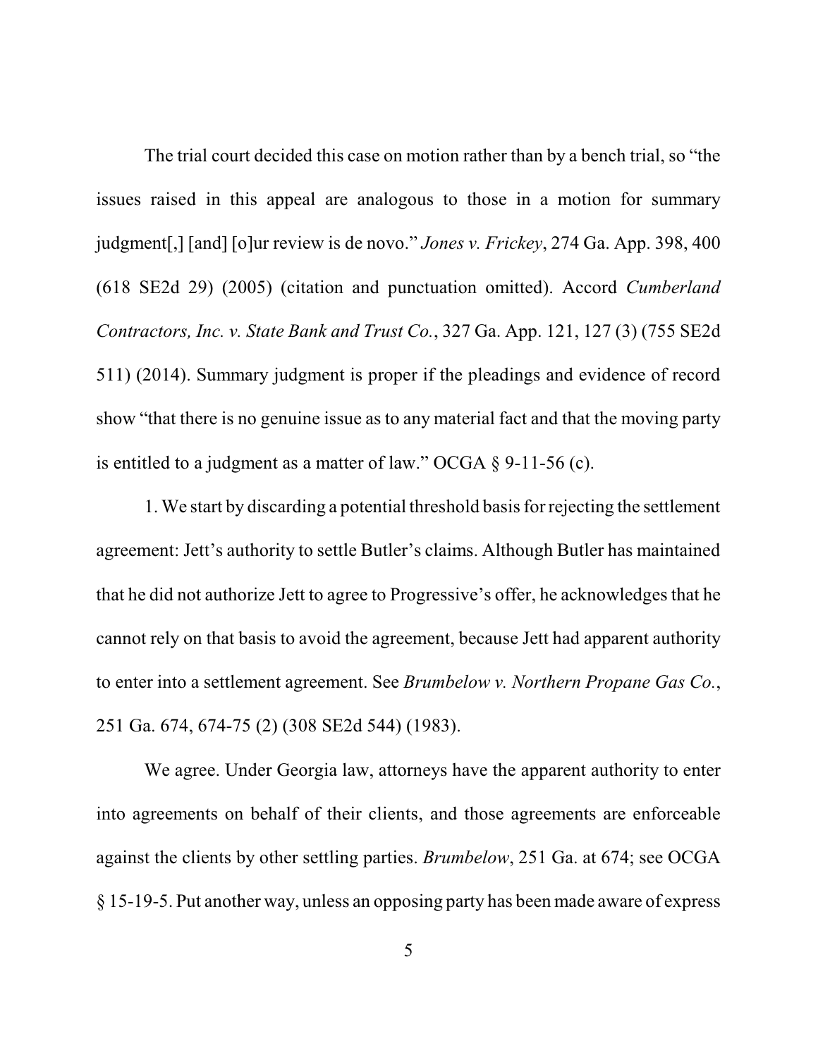The trial court decided this case on motion rather than by a bench trial, so "the issues raised in this appeal are analogous to those in a motion for summary judgment[,] [and] [o]ur review is de novo." *Jones v. Frickey*, 274 Ga. App. 398, 400 (618 SE2d 29) (2005) (citation and punctuation omitted). Accord *Cumberland Contractors, Inc. v. State Bank and Trust Co.*, 327 Ga. App. 121, 127 (3) (755 SE2d 511) (2014). Summary judgment is proper if the pleadings and evidence of record show "that there is no genuine issue as to any material fact and that the moving party is entitled to a judgment as a matter of law." OCGA § 9-11-56 (c).

1. We start by discarding a potential threshold basis for rejecting the settlement agreement: Jett's authority to settle Butler's claims. Although Butler has maintained that he did not authorize Jett to agree to Progressive's offer, he acknowledges that he cannot rely on that basis to avoid the agreement, because Jett had apparent authority to enter into a settlement agreement. See *Brumbelow v. Northern Propane Gas Co.*, 251 Ga. 674, 674-75 (2) (308 SE2d 544) (1983).

We agree. Under Georgia law, attorneys have the apparent authority to enter into agreements on behalf of their clients, and those agreements are enforceable against the clients by other settling parties. *Brumbelow*, 251 Ga. at 674; see OCGA § 15-19-5. Put another way, unless an opposing party has been made aware of express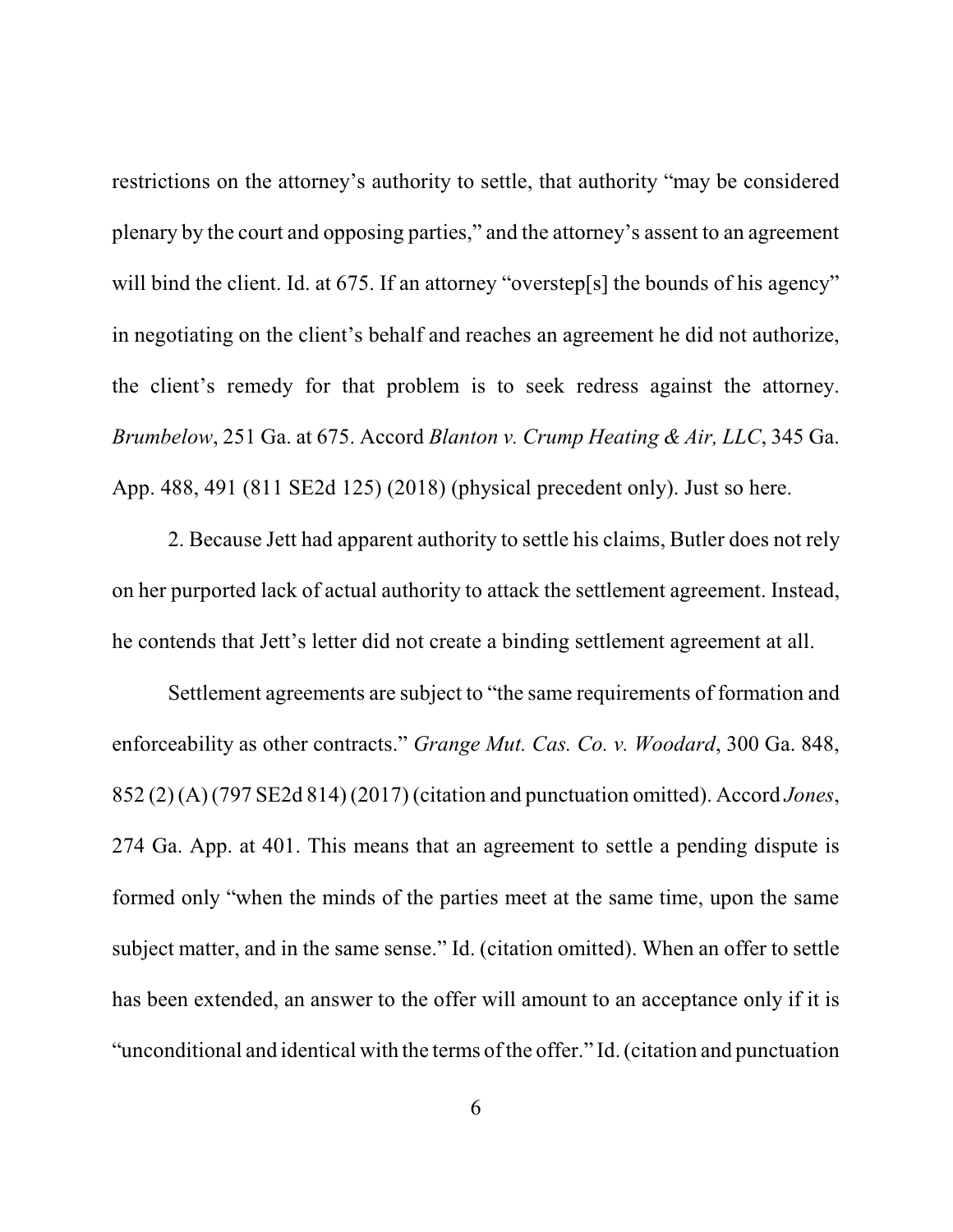restrictions on the attorney's authority to settle, that authority "may be considered plenary by the court and opposing parties," and the attorney's assent to an agreement will bind the client. Id. at 675. If an attorney "overstep[s] the bounds of his agency" in negotiating on the client's behalf and reaches an agreement he did not authorize, the client's remedy for that problem is to seek redress against the attorney. *Brumbelow*, 251 Ga. at 675. Accord *Blanton v. Crump Heating & Air, LLC*, 345 Ga. App. 488, 491 (811 SE2d 125) (2018) (physical precedent only). Just so here.

2. Because Jett had apparent authority to settle his claims, Butler does not rely on her purported lack of actual authority to attack the settlement agreement. Instead, he contends that Jett's letter did not create a binding settlement agreement at all.

Settlement agreements are subject to "the same requirements of formation and enforceability as other contracts." *Grange Mut. Cas. Co. v. Woodard*, 300 Ga. 848, 852 (2) (A) (797 SE2d 814) (2017) (citation and punctuation omitted). Accord *Jones*, 274 Ga. App. at 401. This means that an agreement to settle a pending dispute is formed only "when the minds of the parties meet at the same time, upon the same subject matter, and in the same sense." Id. (citation omitted). When an offer to settle has been extended, an answer to the offer will amount to an acceptance only if it is "unconditional and identical with the terms of the offer." Id. (citation and punctuation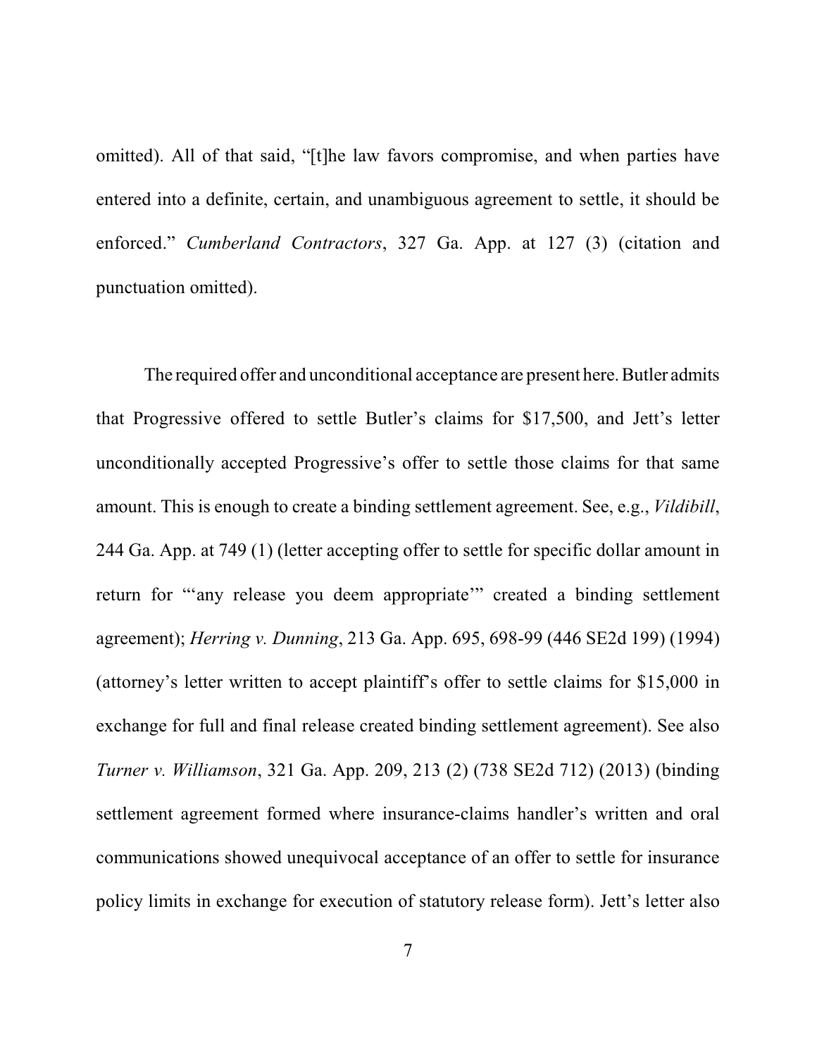omitted). All of that said, "[t]he law favors compromise, and when parties have entered into a definite, certain, and unambiguous agreement to settle, it should be enforced." *Cumberland Contractors*, 327 Ga. App. at 127 (3) (citation and punctuation omitted).

The required offer and unconditional acceptance are present here. Butler admits that Progressive offered to settle Butler's claims for $17,500, and Jett's letter unconditionally accepted Progressive's offer to settle those claims for that same amount. This is enough to create a binding settlement agreement. See, e.g., *Vildibill*, 244 Ga. App. at 749 (1) (letter accepting offer to settle for specific dollar amount in return for "'any release you deem appropriate'" created a binding settlement agreement); *Herring v. Dunning*, 213 Ga. App. 695, 698-99 (446 SE2d 199) (1994) (attorney's letter written to accept plaintiff's offer to settle claims for $15,000 in exchange for full and final release created binding settlement agreement). See also *Turner v. Williamson*, 321 Ga. App. 209, 213 (2) (738 SE2d 712) (2013) (binding settlement agreement formed where insurance-claims handler's written and oral communications showed unequivocal acceptance of an offer to settle for insurance policy limits in exchange for execution of statutory release form). Jett's letter also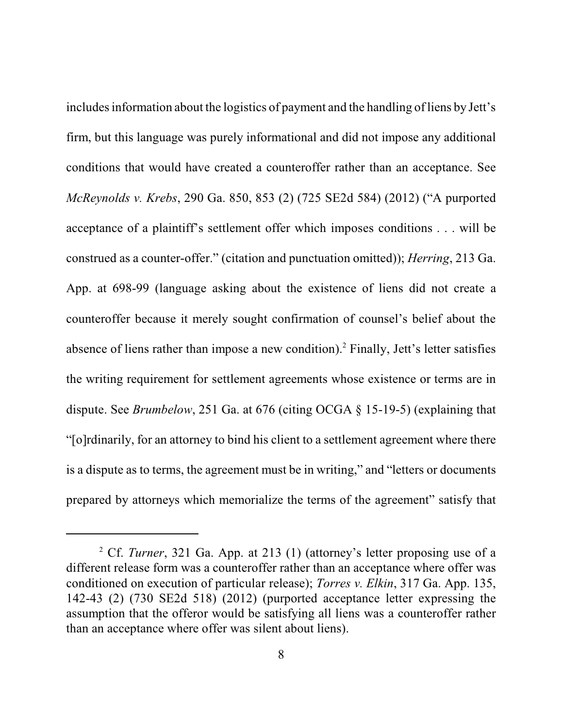includes information about the logistics of payment and the handling of liens by Jett's firm, but this language was purely informational and did not impose any additional conditions that would have created a counteroffer rather than an acceptance. See *McReynolds v. Krebs*, 290 Ga. 850, 853 (2) (725 SE2d 584) (2012) ("A purported acceptance of a plaintiff's settlement offer which imposes conditions . . . will be construed as a counter-offer." (citation and punctuation omitted)); *Herring*, 213 Ga. App. at 698-99 (language asking about the existence of liens did not create a counteroffer because it merely sought confirmation of counsel's belief about the absence of liens rather than impose a new condition).[2] Finally, Jett's letter satisfies the writing requirement for settlement agreements whose existence or terms are in dispute. See *Brumbelow*, 251 Ga. at 676 (citing OCGA § 15-19-5) (explaining that "[o]rdinarily, for an attorney to bind his client to a settlement agreement where there is a dispute as to terms, the agreement must be in writing," and "letters or documents prepared by attorneys which memorialize the terms of the agreement" satisfy that

---

[2] Cf. *Turner*, 321 Ga. App. at 213 (1) (attorney's letter proposing use of a different release form was a counteroffer rather than an acceptance where offer was conditioned on execution of particular release); *Torres v. Elkin*, 317 Ga. App. 135, 142-43 (2) (730 SE2d 518) (2012) (purported acceptance letter expressing the assumption that the offeror would be satisfying all liens was a counteroffer rather than an acceptance where offer was silent about liens).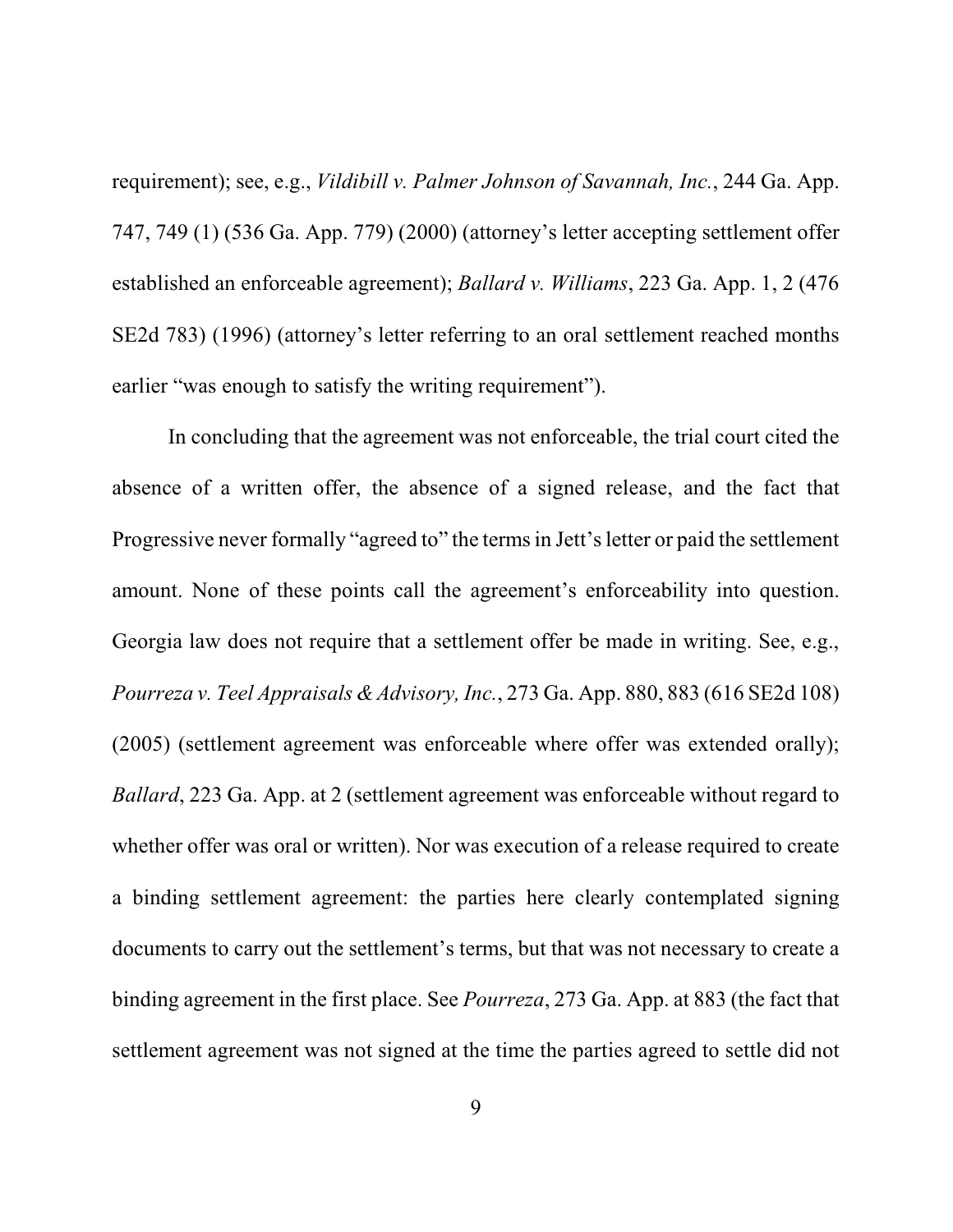requirement); see, e.g., *Vildibill v. Palmer Johnson of Savannah, Inc.*, 244 Ga. App. 747, 749 (1) (536 Ga. App. 779) (2000) (attorney's letter accepting settlement offer established an enforceable agreement); *Ballard v. Williams*, 223 Ga. App. 1, 2 (476 SE2d 783) (1996) (attorney's letter referring to an oral settlement reached months earlier "was enough to satisfy the writing requirement").

In concluding that the agreement was not enforceable, the trial court cited the absence of a written offer, the absence of a signed release, and the fact that Progressive never formally "agreed to" the terms in Jett's letter or paid the settlement amount. None of these points call the agreement's enforceability into question. Georgia law does not require that a settlement offer be made in writing. See, e.g., *Pourreza v. Teel Appraisals & Advisory, Inc.*, 273 Ga. App. 880, 883 (616 SE2d 108) (2005) (settlement agreement was enforceable where offer was extended orally); *Ballard*, 223 Ga. App. at 2 (settlement agreement was enforceable without regard to whether offer was oral or written). Nor was execution of a release required to create a binding settlement agreement: the parties here clearly contemplated signing documents to carry out the settlement's terms, but that was not necessary to create a binding agreement in the first place. See *Pourreza*, 273 Ga. App. at 883 (the fact that settlement agreement was not signed at the time the parties agreed to settle did not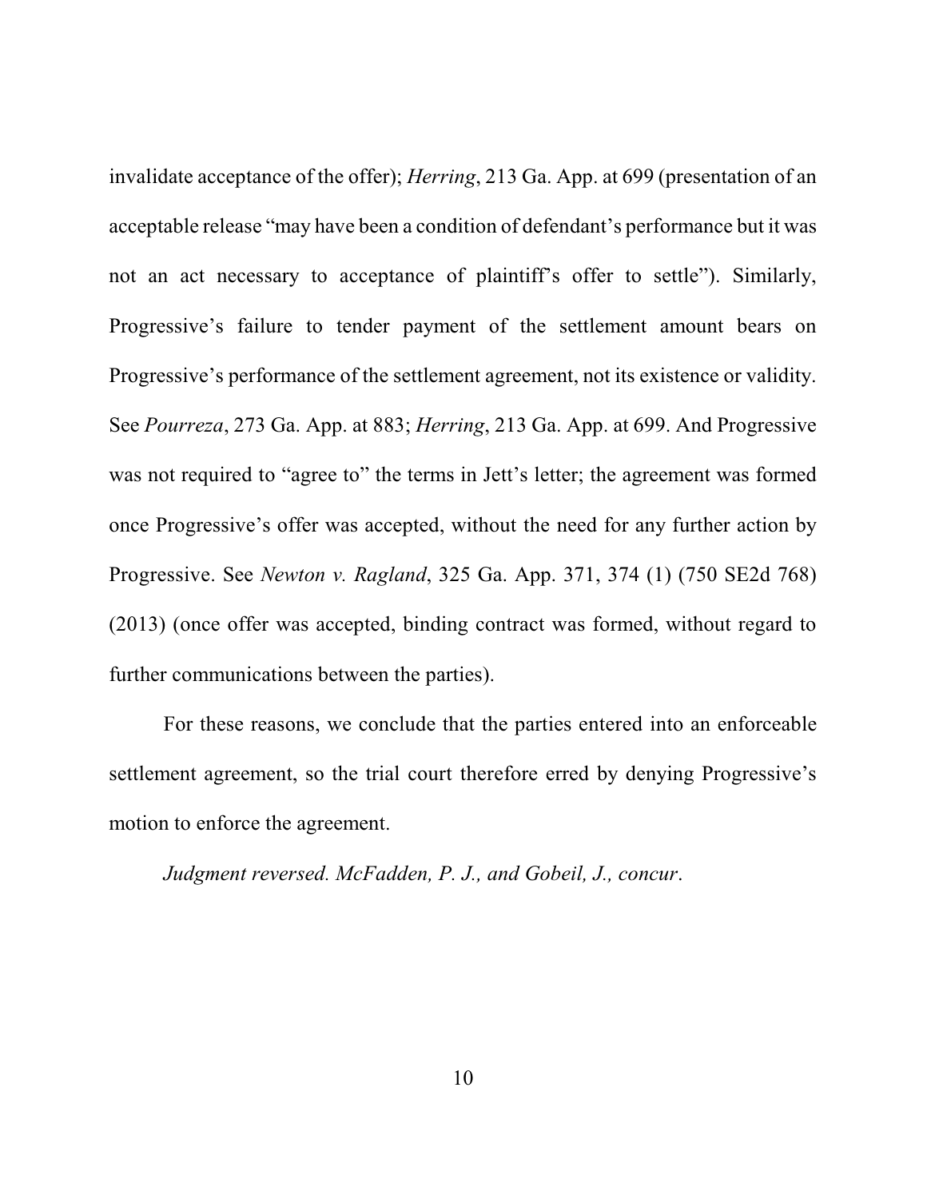invalidate acceptance of the offer); *Herring*, 213 Ga. App. at 699 (presentation of an acceptable release "may have been a condition of defendant's performance but it was not an act necessary to acceptance of plaintiff's offer to settle"). Similarly, Progressive's failure to tender payment of the settlement amount bears on Progressive's performance of the settlement agreement, not its existence or validity. See *Pourreza*, 273 Ga. App. at 883; *Herring*, 213 Ga. App. at 699. And Progressive was not required to "agree to" the terms in Jett's letter; the agreement was formed once Progressive's offer was accepted, without the need for any further action by Progressive. See *Newton v. Ragland*, 325 Ga. App. 371, 374 (1) (750 SE2d 768) (2013) (once offer was accepted, binding contract was formed, without regard to further communications between the parties).

For these reasons, we conclude that the parties entered into an enforceable settlement agreement, so the trial court therefore erred by denying Progressive's motion to enforce the agreement.

*Judgment reversed. McFadden, P. J., and Gobeil, J., concur*.